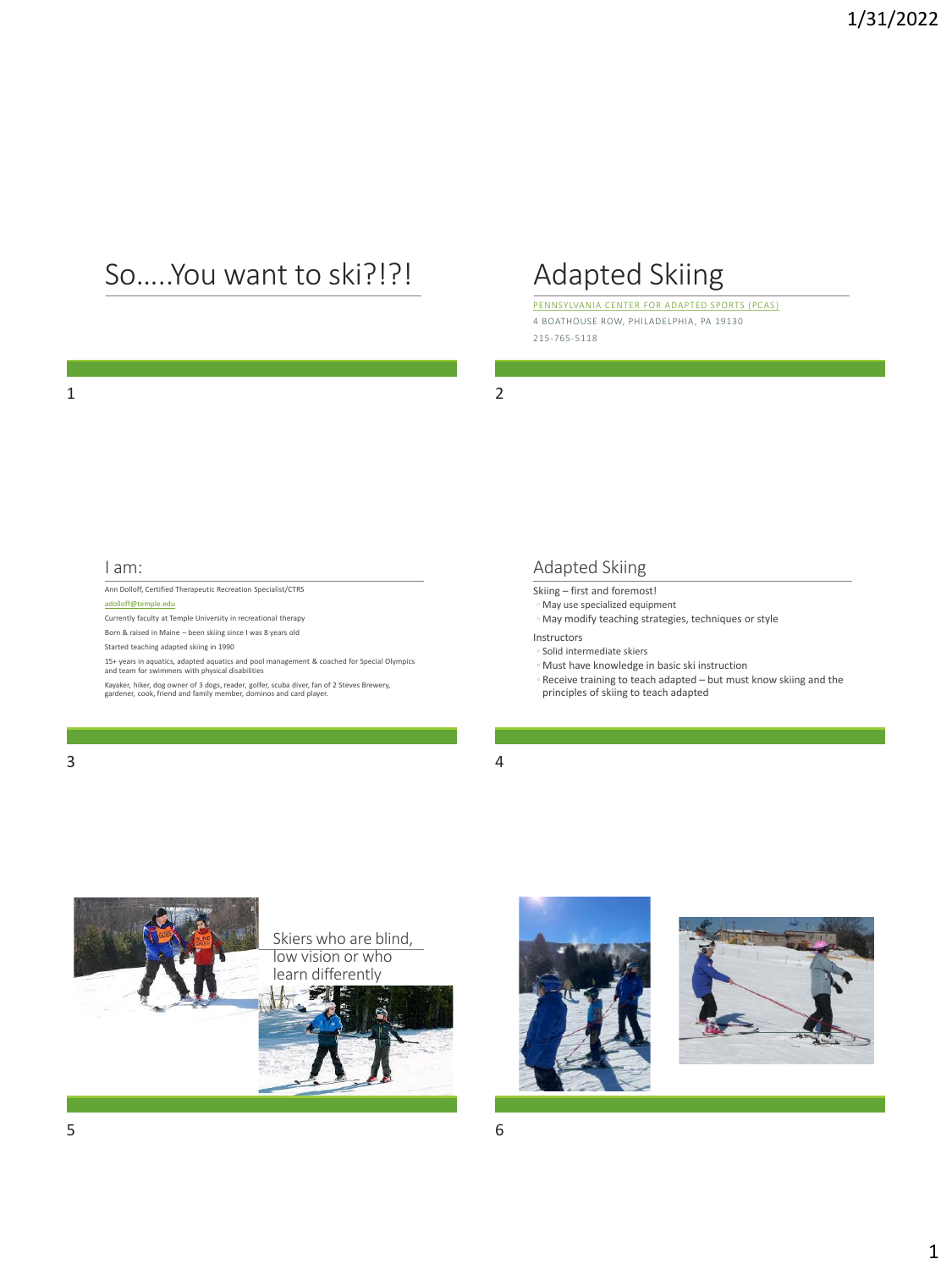# So…..You want to ski?!?!

# Adapted Skiing

PENNSYLVANIA CENTER FOR ADAPTED SPORTS (PCAS)

4 BOATHOUSE ROW, PHILADELPHIA, PA 19130

215-765-5118

## I am:

Ann Dolloff, Certified Therapeutic Recreation Specialist/CTRS

adolloff@temple.edu

Currently faculty at Temple University in recreational therapy

Born & raised in Maine – been skiing since I was 8 years old

Started teaching adapted skiing in 1990

15+ years in aquatics, adapted aquatics and pool management & coached for Special Olympics and team for swimmers with physical disabilities

Kayaker, hiker, dog owner of 3 dogs, reader, golfer, scuba diver, fan of 2 Steves Brewery, gardener, cook, friend and family member, dominos and card player.

## Adapted Skiing

Skiing – first and foremost!

- May use specialized equipment
- May modify teaching strategies, techniques or style

Instructors

- Solid intermediate skiers
- Must have knowledge in basic ski instruction
- Receive training to teach adapted – but must know skiing and the principles of skiing to teach adapted

## Skiers who are blind, low vision or who learn differently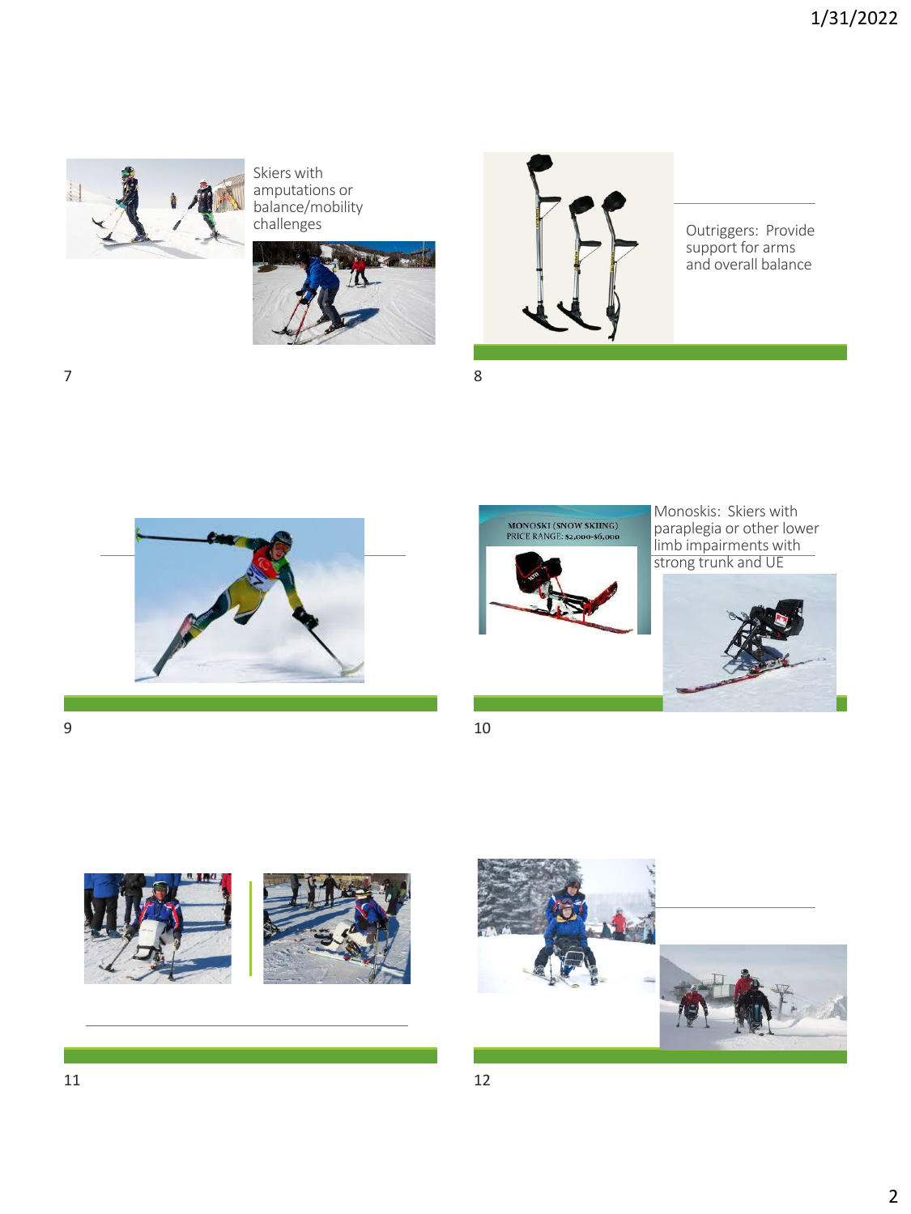Skiers with amputations or balance/mobility challenges

Outriggers: Provide support for arms and overall balance

MONOSKI (SNOW SKIING)
PRICE RANGE: $2,000-$6,000

Monoskis: Skiers with paraplegia or other lower limb impairments with strong trunk and UE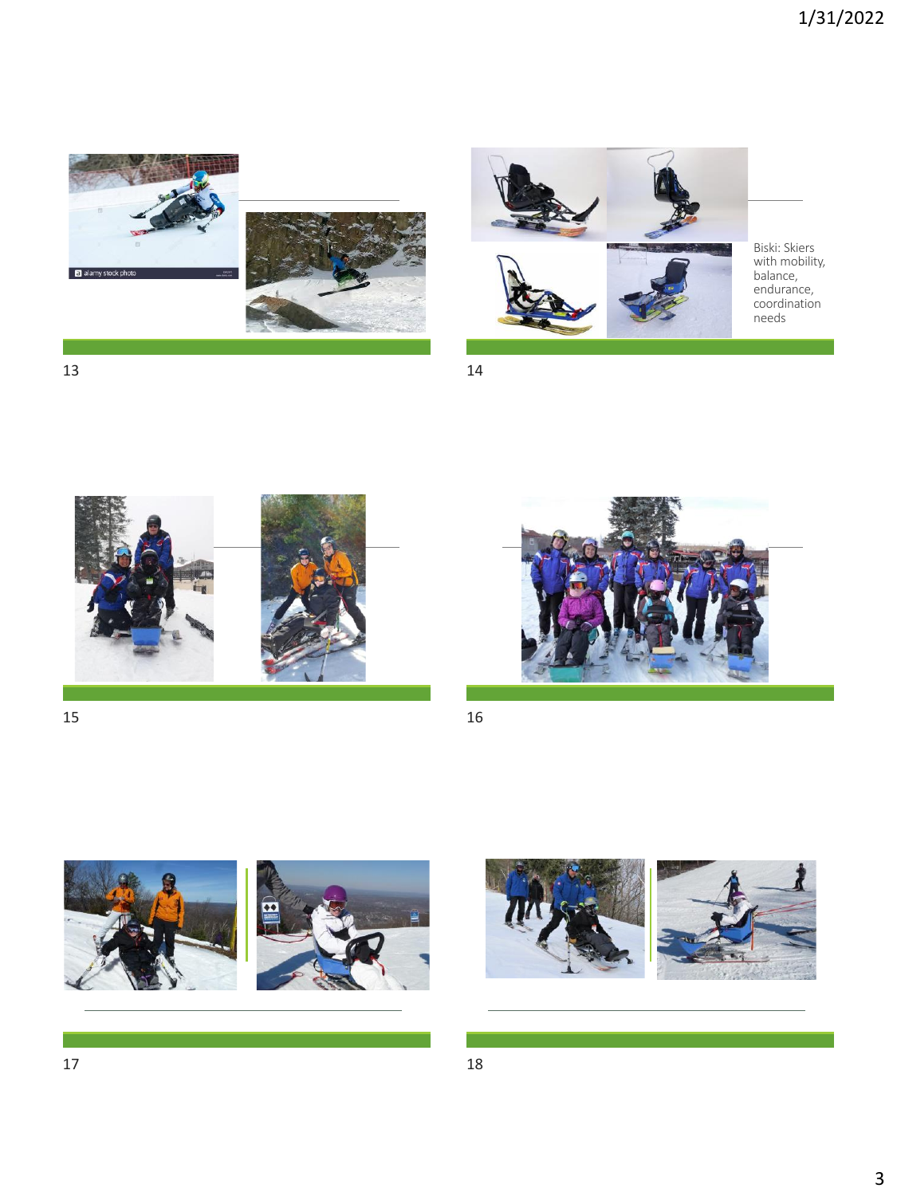Biski: Skiers with mobility, balance, endurance, coordination needs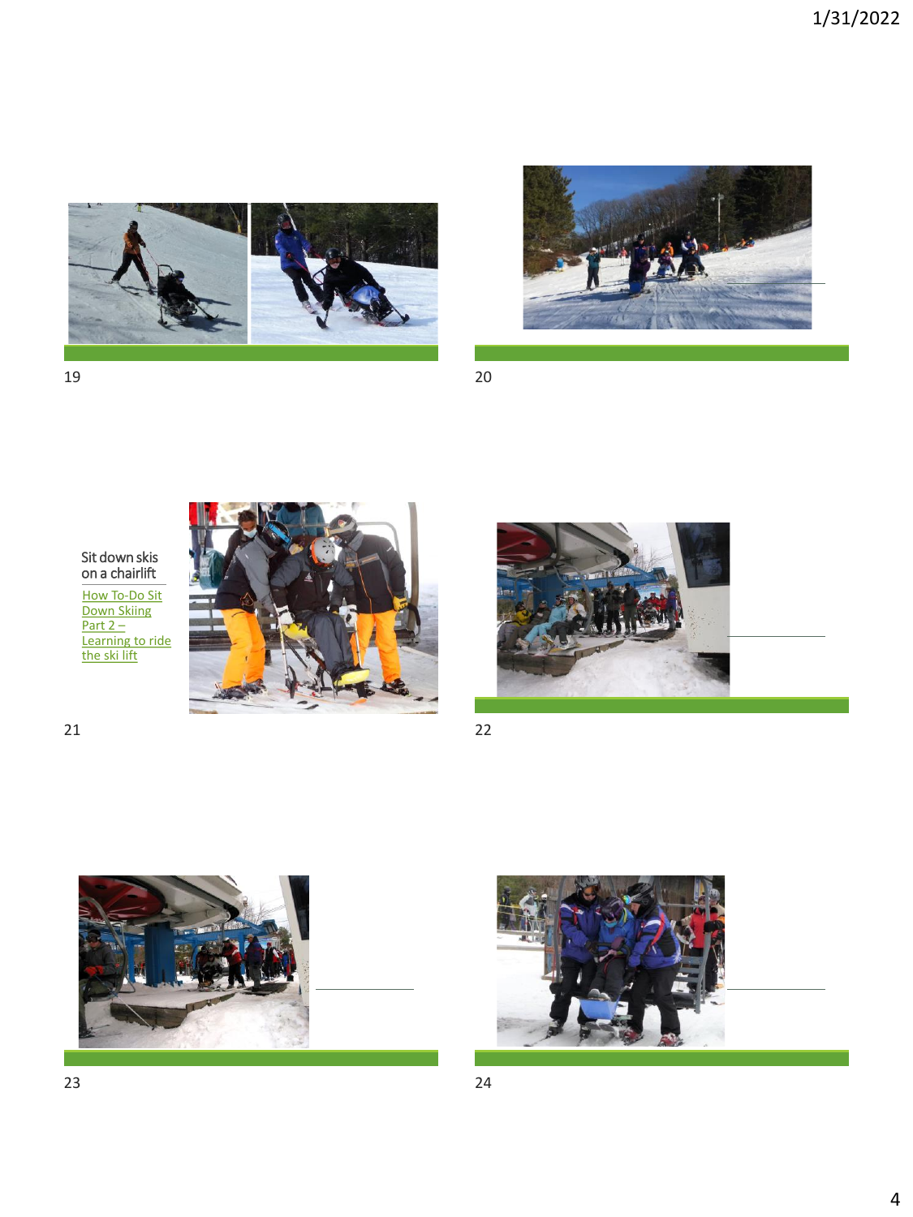Sit down skis on a chairlift

[How To-Do Sit Down Skiing Part 2 – Learning to ride the ski lift]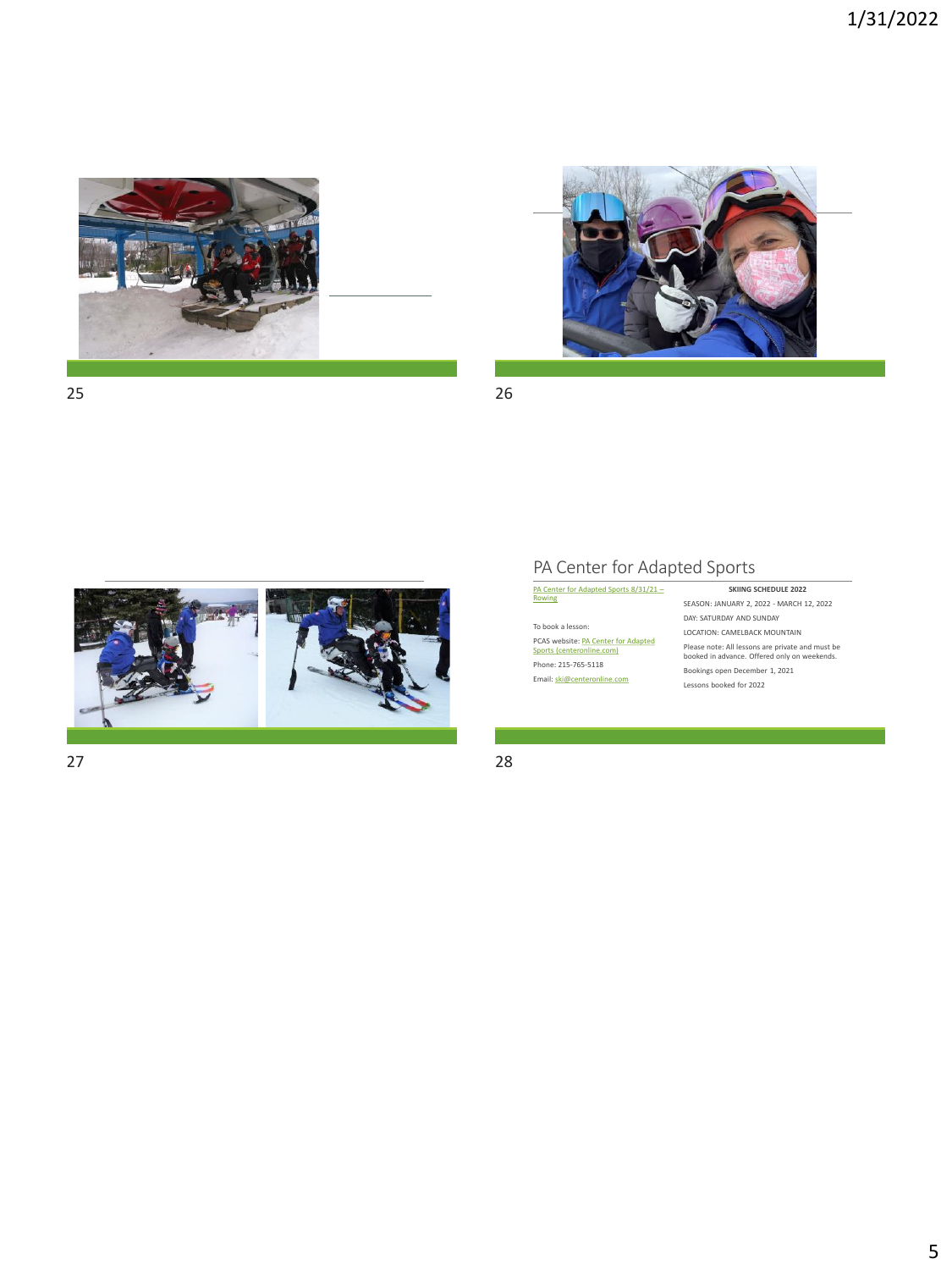## PA Center for Adapted Sports

PA Center for Adapted Sports 8/31/21 – Rowing

To book a lesson:

PCAS website: PA Center for Adapted Sports (centeronline.com)

Phone: 215-765-5118

Email: ski@centeronline.com

**SKIING SCHEDULE 2022**

SEASON: JANUARY 2, 2022 - MARCH 12, 2022

DAY: SATURDAY AND SUNDAY

LOCATION: CAMELBACK MOUNTAIN

Please note: All lessons are private and must be booked in advance. Offered only on weekends.

Bookings open December 1, 2021

Lessons booked for 2022